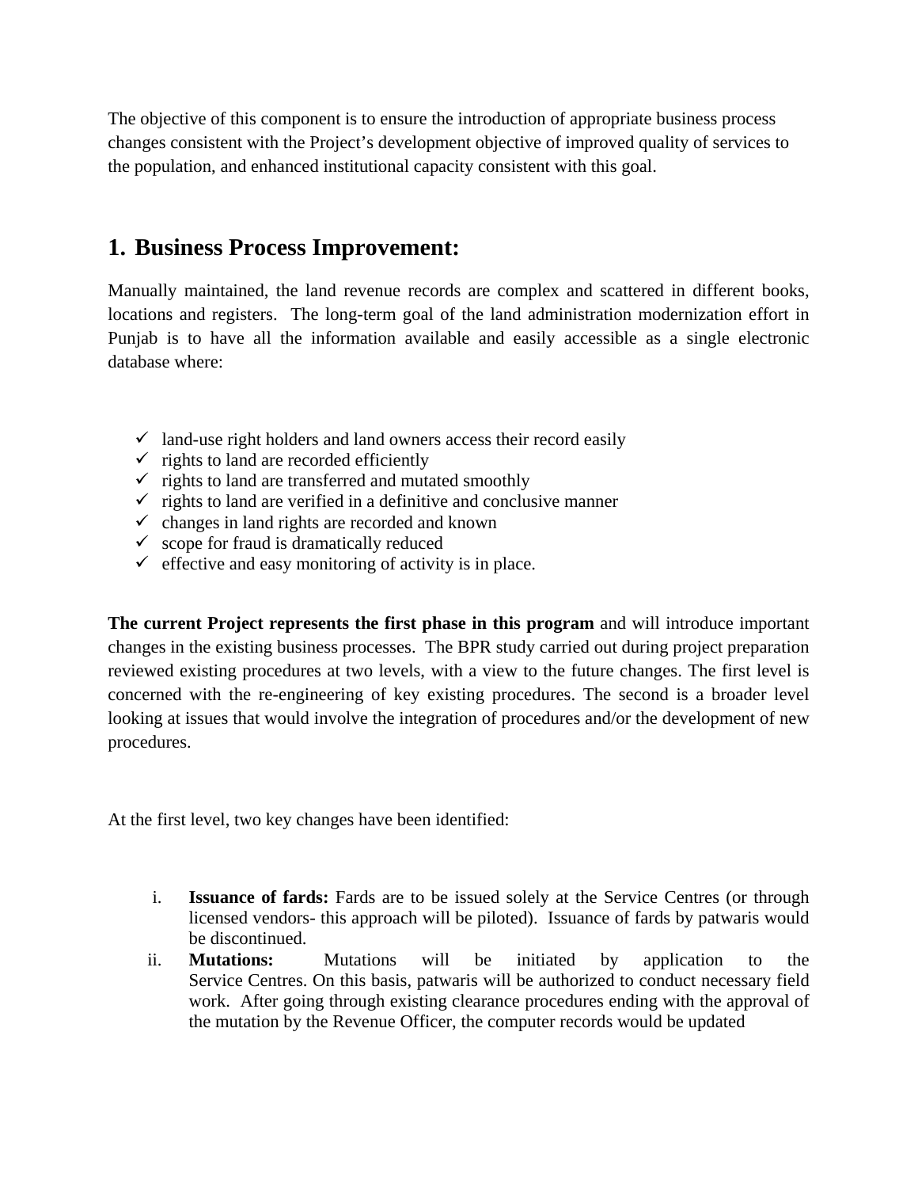The objective of this component is to ensure the introduction of appropriate business process changes consistent with the Project's development objective of improved quality of services to the population, and enhanced institutional capacity consistent with this goal.

## 1. Business Process Improvement:

Manually maintained, the land revenue records are complex and scattered in different books, locations and registers. The long-term goal of the land administration modernization effort in Punjab is to have all the information available and easily accessible as a single electronic database where:

- ✓ land-use right holders and land owners access their record easily
- ✓ rights to land are recorded efficiently
- ✓ rights to land are transferred and mutated smoothly
- ✓ rights to land are verified in a definitive and conclusive manner
- ✓ changes in land rights are recorded and known
- ✓ scope for fraud is dramatically reduced
- ✓ effective and easy monitoring of activity is in place.

**The current Project represents the first phase in this program** and will introduce important changes in the existing business processes. The BPR study carried out during project preparation reviewed existing procedures at two levels, with a view to the future changes. The first level is concerned with the re-engineering of key existing procedures. The second is a broader level looking at issues that would involve the integration of procedures and/or the development of new procedures.

At the first level, two key changes have been identified:

i. **Issuance of fards:** Fards are to be issued solely at the Service Centres (or through licensed vendors- this approach will be piloted). Issuance of fards by patwaris would be discontinued.

ii. **Mutations:** Mutations will be initiated by application to the Service Centres. On this basis, patwaris will be authorized to conduct necessary field work. After going through existing clearance procedures ending with the approval of the mutation by the Revenue Officer, the computer records would be updated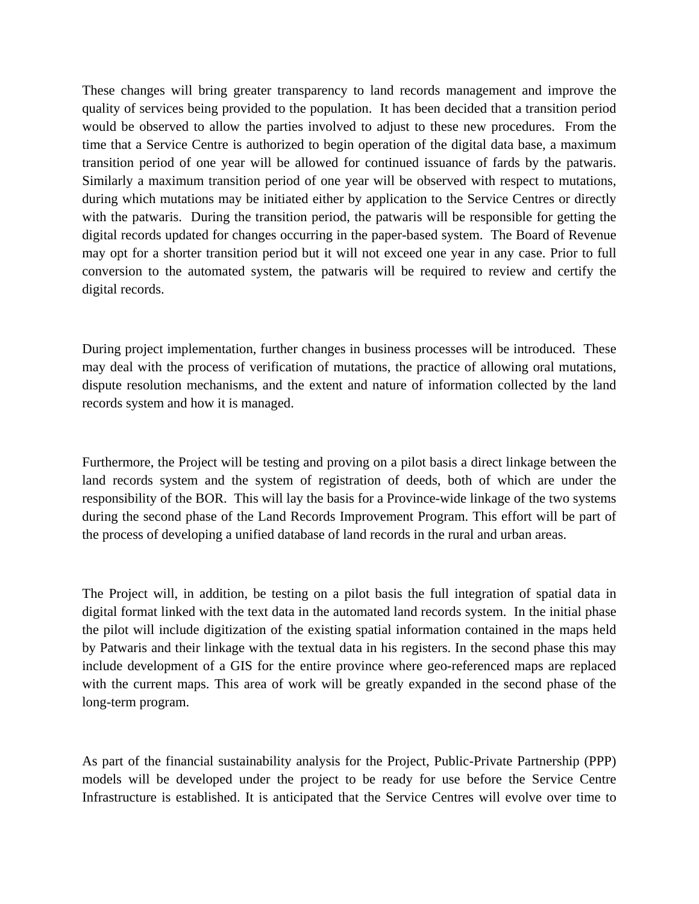These changes will bring greater transparency to land records management and improve the quality of services being provided to the population. It has been decided that a transition period would be observed to allow the parties involved to adjust to these new procedures. From the time that a Service Centre is authorized to begin operation of the digital data base, a maximum transition period of one year will be allowed for continued issuance of fards by the patwaris. Similarly a maximum transition period of one year will be observed with respect to mutations, during which mutations may be initiated either by application to the Service Centres or directly with the patwaris. During the transition period, the patwaris will be responsible for getting the digital records updated for changes occurring in the paper-based system. The Board of Revenue may opt for a shorter transition period but it will not exceed one year in any case. Prior to full conversion to the automated system, the patwaris will be required to review and certify the digital records.

During project implementation, further changes in business processes will be introduced. These may deal with the process of verification of mutations, the practice of allowing oral mutations, dispute resolution mechanisms, and the extent and nature of information collected by the land records system and how it is managed.

Furthermore, the Project will be testing and proving on a pilot basis a direct linkage between the land records system and the system of registration of deeds, both of which are under the responsibility of the BOR. This will lay the basis for a Province-wide linkage of the two systems during the second phase of the Land Records Improvement Program. This effort will be part of the process of developing a unified database of land records in the rural and urban areas.

The Project will, in addition, be testing on a pilot basis the full integration of spatial data in digital format linked with the text data in the automated land records system. In the initial phase the pilot will include digitization of the existing spatial information contained in the maps held by Patwaris and their linkage with the textual data in his registers. In the second phase this may include development of a GIS for the entire province where geo-referenced maps are replaced with the current maps. This area of work will be greatly expanded in the second phase of the long-term program.

As part of the financial sustainability analysis for the Project, Public-Private Partnership (PPP) models will be developed under the project to be ready for use before the Service Centre Infrastructure is established. It is anticipated that the Service Centres will evolve over time to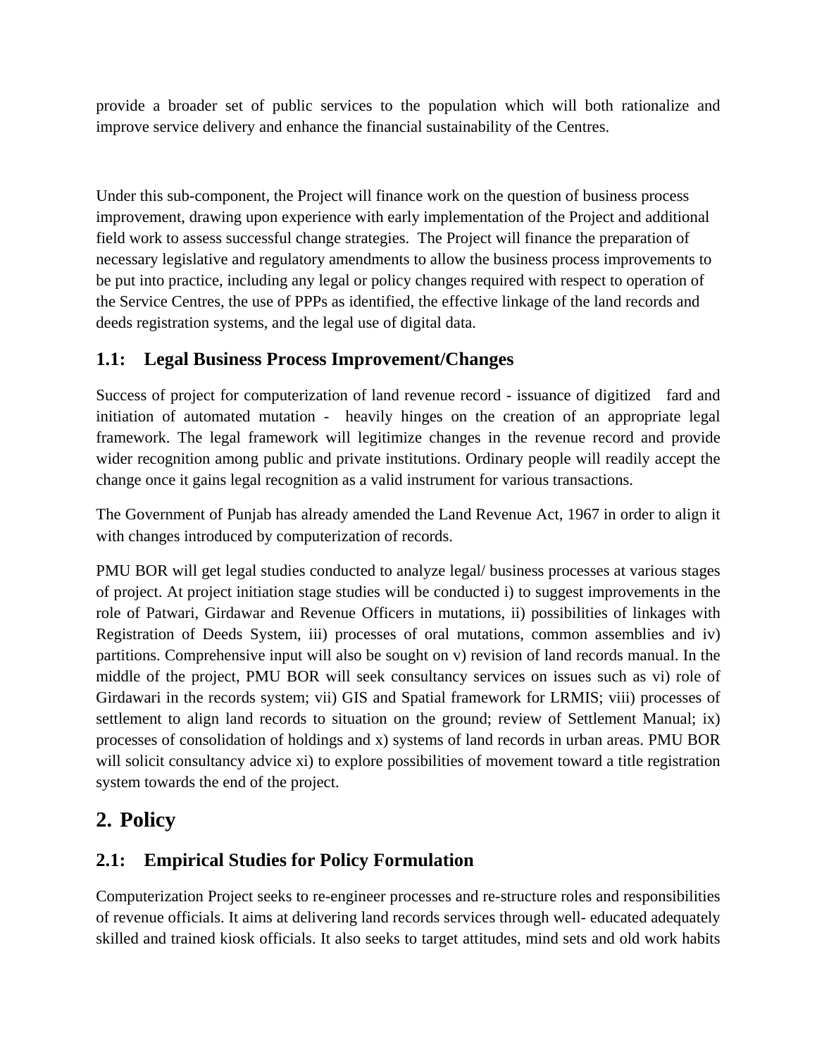provide a broader set of public services to the population which will both rationalize and improve service delivery and enhance the financial sustainability of the Centres.

Under this sub-component, the Project will finance work on the question of business process improvement, drawing upon experience with early implementation of the Project and additional field work to assess successful change strategies. The Project will finance the preparation of necessary legislative and regulatory amendments to allow the business process improvements to be put into practice, including any legal or policy changes required with respect to operation of the Service Centres, the use of PPPs as identified, the effective linkage of the land records and deeds registration systems, and the legal use of digital data.

### 1.1: Legal Business Process Improvement/Changes

Success of project for computerization of land revenue record - issuance of digitized fard and initiation of automated mutation - heavily hinges on the creation of an appropriate legal framework. The legal framework will legitimize changes in the revenue record and provide wider recognition among public and private institutions. Ordinary people will readily accept the change once it gains legal recognition as a valid instrument for various transactions.

The Government of Punjab has already amended the Land Revenue Act, 1967 in order to align it with changes introduced by computerization of records.

PMU BOR will get legal studies conducted to analyze legal/ business processes at various stages of project. At project initiation stage studies will be conducted i) to suggest improvements in the role of Patwari, Girdawar and Revenue Officers in mutations, ii) possibilities of linkages with Registration of Deeds System, iii) processes of oral mutations, common assemblies and iv) partitions. Comprehensive input will also be sought on v) revision of land records manual. In the middle of the project, PMU BOR will seek consultancy services on issues such as vi) role of Girdawari in the records system; vii) GIS and Spatial framework for LRMIS; viii) processes of settlement to align land records to situation on the ground; review of Settlement Manual; ix) processes of consolidation of holdings and x) systems of land records in urban areas. PMU BOR will solicit consultancy advice xi) to explore possibilities of movement toward a title registration system towards the end of the project.

## 2. Policy

### 2.1: Empirical Studies for Policy Formulation

Computerization Project seeks to re-engineer processes and re-structure roles and responsibilities of revenue officials. It aims at delivering land records services through well- educated adequately skilled and trained kiosk officials. It also seeks to target attitudes, mind sets and old work habits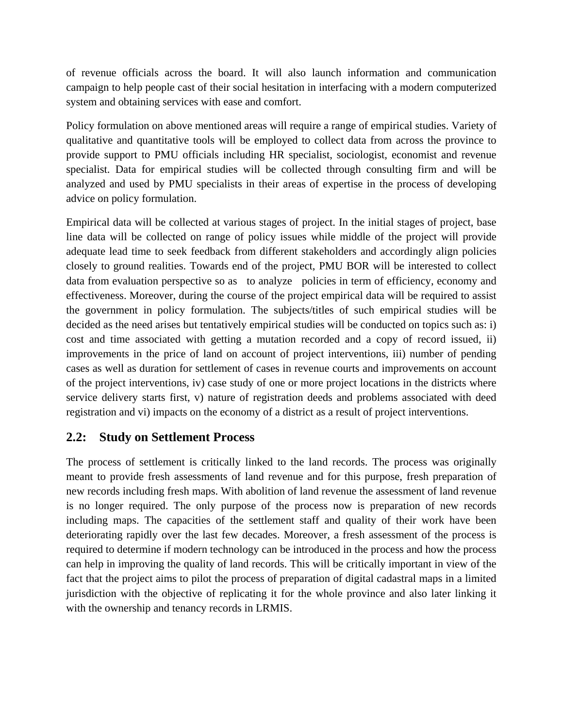of revenue officials across the board. It will also launch information and communication campaign to help people cast of their social hesitation in interfacing with a modern computerized system and obtaining services with ease and comfort.

Policy formulation on above mentioned areas will require a range of empirical studies. Variety of qualitative and quantitative tools will be employed to collect data from across the province to provide support to PMU officials including HR specialist, sociologist, economist and revenue specialist. Data for empirical studies will be collected through consulting firm and will be analyzed and used by PMU specialists in their areas of expertise in the process of developing advice on policy formulation.

Empirical data will be collected at various stages of project. In the initial stages of project, base line data will be collected on range of policy issues while middle of the project will provide adequate lead time to seek feedback from different stakeholders and accordingly align policies closely to ground realities. Towards end of the project, PMU BOR will be interested to collect data from evaluation perspective so as to analyze policies in term of efficiency, economy and effectiveness. Moreover, during the course of the project empirical data will be required to assist the government in policy formulation. The subjects/titles of such empirical studies will be decided as the need arises but tentatively empirical studies will be conducted on topics such as: i) cost and time associated with getting a mutation recorded and a copy of record issued, ii) improvements in the price of land on account of project interventions, iii) number of pending cases as well as duration for settlement of cases in revenue courts and improvements on account of the project interventions, iv) case study of one or more project locations in the districts where service delivery starts first, v) nature of registration deeds and problems associated with deed registration and vi) impacts on the economy of a district as a result of project interventions.

## 2.2: Study on Settlement Process

The process of settlement is critically linked to the land records. The process was originally meant to provide fresh assessments of land revenue and for this purpose, fresh preparation of new records including fresh maps. With abolition of land revenue the assessment of land revenue is no longer required. The only purpose of the process now is preparation of new records including maps. The capacities of the settlement staff and quality of their work have been deteriorating rapidly over the last few decades. Moreover, a fresh assessment of the process is required to determine if modern technology can be introduced in the process and how the process can help in improving the quality of land records. This will be critically important in view of the fact that the project aims to pilot the process of preparation of digital cadastral maps in a limited jurisdiction with the objective of replicating it for the whole province and also later linking it with the ownership and tenancy records in LRMIS.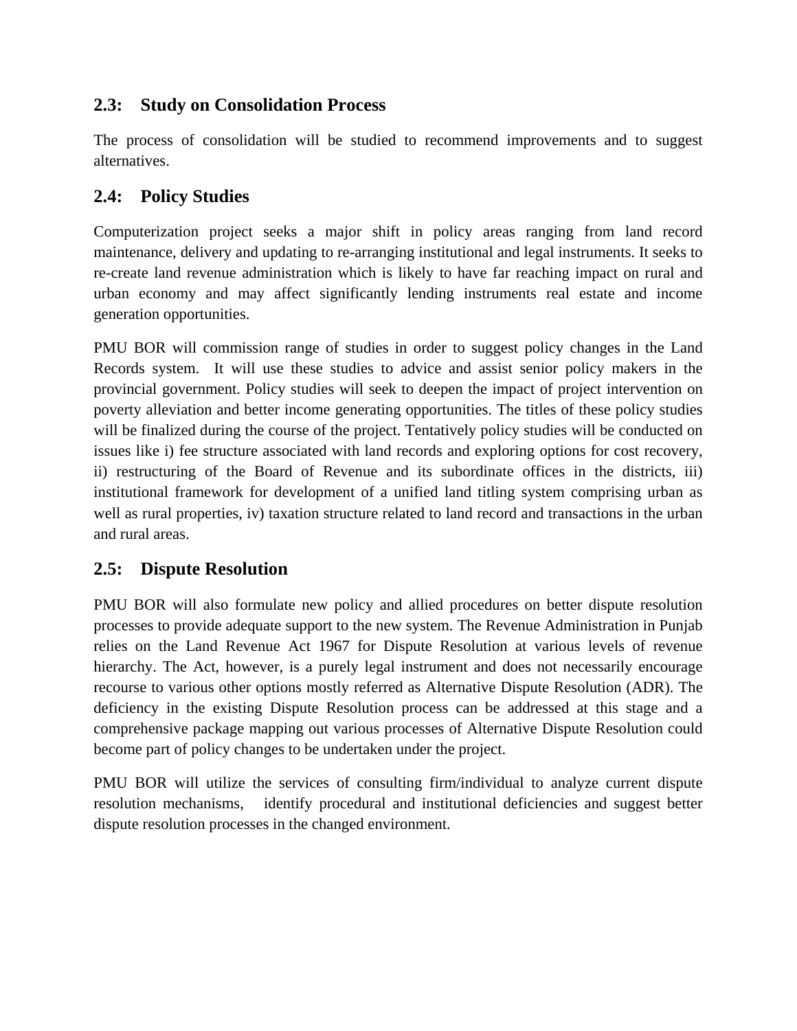## 2.3: Study on Consolidation Process

The process of consolidation will be studied to recommend improvements and to suggest alternatives.

## 2.4: Policy Studies

Computerization project seeks a major shift in policy areas ranging from land record maintenance, delivery and updating to re-arranging institutional and legal instruments. It seeks to re-create land revenue administration which is likely to have far reaching impact on rural and urban economy and may affect significantly lending instruments real estate and income generation opportunities.

PMU BOR will commission range of studies in order to suggest policy changes in the Land Records system. It will use these studies to advice and assist senior policy makers in the provincial government. Policy studies will seek to deepen the impact of project intervention on poverty alleviation and better income generating opportunities. The titles of these policy studies will be finalized during the course of the project. Tentatively policy studies will be conducted on issues like i) fee structure associated with land records and exploring options for cost recovery, ii) restructuring of the Board of Revenue and its subordinate offices in the districts, iii) institutional framework for development of a unified land titling system comprising urban as well as rural properties, iv) taxation structure related to land record and transactions in the urban and rural areas.

## 2.5: Dispute Resolution

PMU BOR will also formulate new policy and allied procedures on better dispute resolution processes to provide adequate support to the new system. The Revenue Administration in Punjab relies on the Land Revenue Act 1967 for Dispute Resolution at various levels of revenue hierarchy. The Act, however, is a purely legal instrument and does not necessarily encourage recourse to various other options mostly referred as Alternative Dispute Resolution (ADR). The deficiency in the existing Dispute Resolution process can be addressed at this stage and a comprehensive package mapping out various processes of Alternative Dispute Resolution could become part of policy changes to be undertaken under the project.

PMU BOR will utilize the services of consulting firm/individual to analyze current dispute resolution mechanisms, identify procedural and institutional deficiencies and suggest better dispute resolution processes in the changed environment.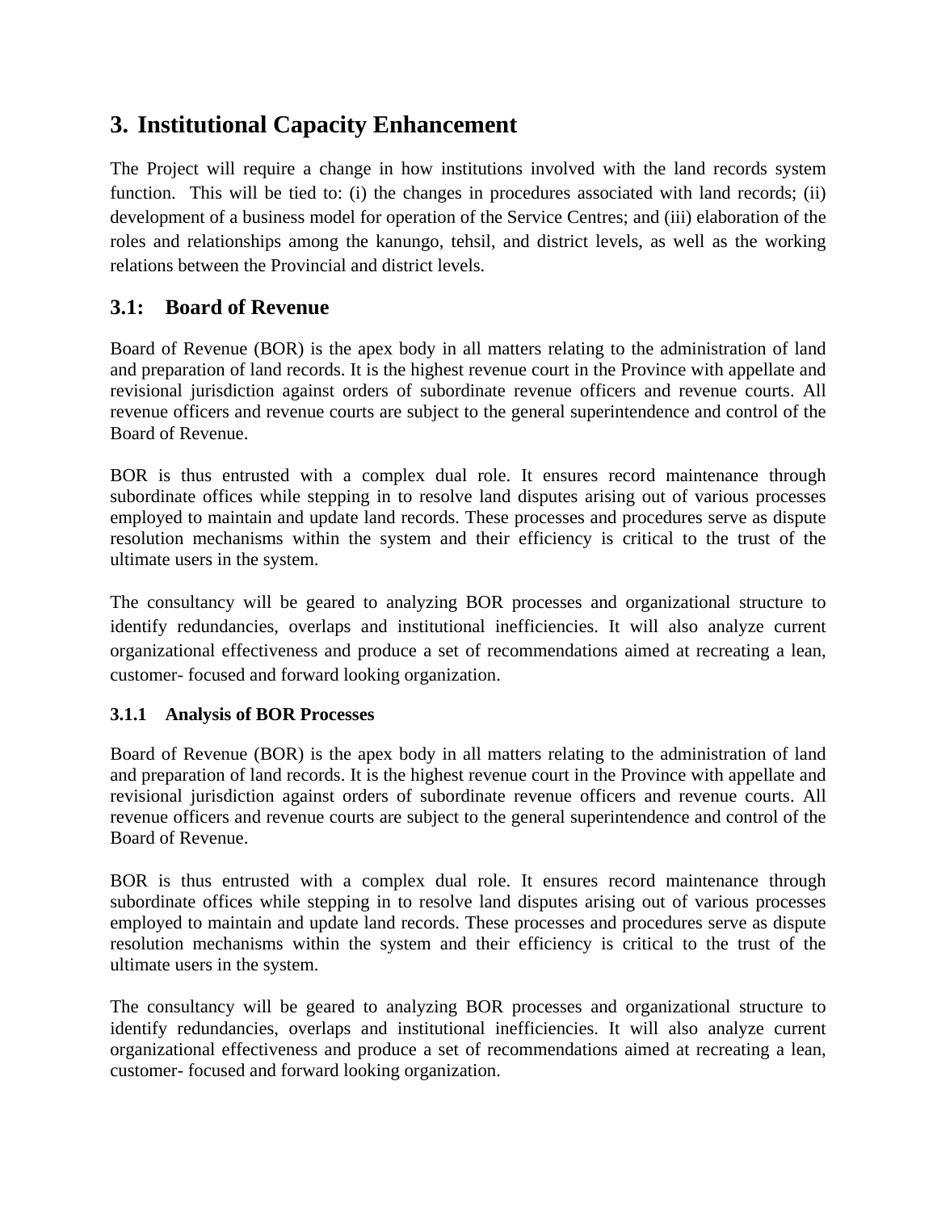# 3. Institutional Capacity Enhancement

The Project will require a change in how institutions involved with the land records system function. This will be tied to: (i) the changes in procedures associated with land records; (ii) development of a business model for operation of the Service Centres; and (iii) elaboration of the roles and relationships among the kanungo, tehsil, and district levels, as well as the working relations between the Provincial and district levels.

## 3.1: Board of Revenue

Board of Revenue (BOR) is the apex body in all matters relating to the administration of land and preparation of land records. It is the highest revenue court in the Province with appellate and revisional jurisdiction against orders of subordinate revenue officers and revenue courts. All revenue officers and revenue courts are subject to the general superintendence and control of the Board of Revenue.

BOR is thus entrusted with a complex dual role. It ensures record maintenance through subordinate offices while stepping in to resolve land disputes arising out of various processes employed to maintain and update land records. These processes and procedures serve as dispute resolution mechanisms within the system and their efficiency is critical to the trust of the ultimate users in the system.

The consultancy will be geared to analyzing BOR processes and organizational structure to identify redundancies, overlaps and institutional inefficiencies. It will also analyze current organizational effectiveness and produce a set of recommendations aimed at recreating a lean, customer- focused and forward looking organization.

### 3.1.1 Analysis of BOR Processes

Board of Revenue (BOR) is the apex body in all matters relating to the administration of land and preparation of land records. It is the highest revenue court in the Province with appellate and revisional jurisdiction against orders of subordinate revenue officers and revenue courts. All revenue officers and revenue courts are subject to the general superintendence and control of the Board of Revenue.

BOR is thus entrusted with a complex dual role. It ensures record maintenance through subordinate offices while stepping in to resolve land disputes arising out of various processes employed to maintain and update land records. These processes and procedures serve as dispute resolution mechanisms within the system and their efficiency is critical to the trust of the ultimate users in the system.

The consultancy will be geared to analyzing BOR processes and organizational structure to identify redundancies, overlaps and institutional inefficiencies. It will also analyze current organizational effectiveness and produce a set of recommendations aimed at recreating a lean, customer- focused and forward looking organization.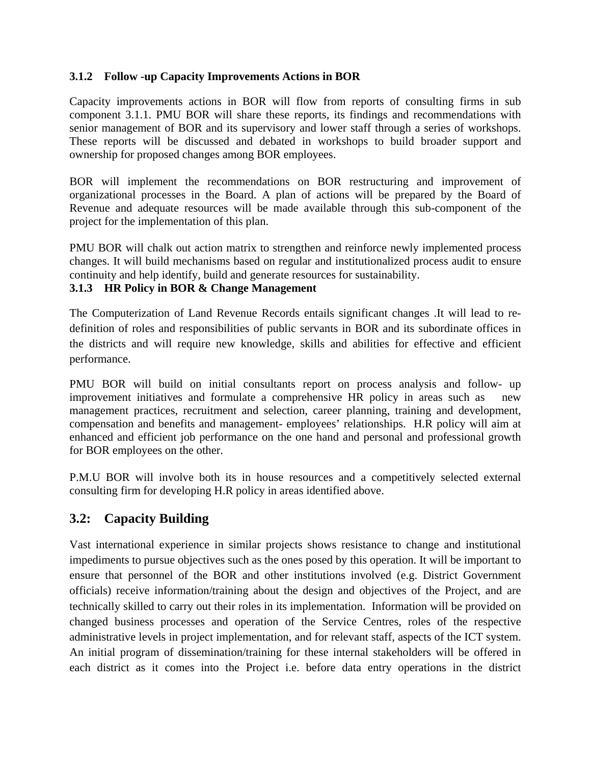### 3.1.2 Follow -up Capacity Improvements Actions in BOR

Capacity improvements actions in BOR will flow from reports of consulting firms in sub component 3.1.1. PMU BOR will share these reports, its findings and recommendations with senior management of BOR and its supervisory and lower staff through a series of workshops. These reports will be discussed and debated in workshops to build broader support and ownership for proposed changes among BOR employees.

BOR will implement the recommendations on BOR restructuring and improvement of organizational processes in the Board. A plan of actions will be prepared by the Board of Revenue and adequate resources will be made available through this sub-component of the project for the implementation of this plan.

PMU BOR will chalk out action matrix to strengthen and reinforce newly implemented process changes. It will build mechanisms based on regular and institutionalized process audit to ensure continuity and help identify, build and generate resources for sustainability.

### 3.1.3 HR Policy in BOR & Change Management

The Computerization of Land Revenue Records entails significant changes .It will lead to re-definition of roles and responsibilities of public servants in BOR and its subordinate offices in the districts and will require new knowledge, skills and abilities for effective and efficient performance.

PMU BOR will build on initial consultants report on process analysis and follow- up improvement initiatives and formulate a comprehensive HR policy in areas such as new management practices, recruitment and selection, career planning, training and development, compensation and benefits and management- employees' relationships. H.R policy will aim at enhanced and efficient job performance on the one hand and personal and professional growth for BOR employees on the other.

P.M.U BOR will involve both its in house resources and a competitively selected external consulting firm for developing H.R policy in areas identified above.

## 3.2: Capacity Building

Vast international experience in similar projects shows resistance to change and institutional impediments to pursue objectives such as the ones posed by this operation. It will be important to ensure that personnel of the BOR and other institutions involved (e.g. District Government officials) receive information/training about the design and objectives of the Project, and are technically skilled to carry out their roles in its implementation. Information will be provided on changed business processes and operation of the Service Centres, roles of the respective administrative levels in project implementation, and for relevant staff, aspects of the ICT system. An initial program of dissemination/training for these internal stakeholders will be offered in each district as it comes into the Project i.e. before data entry operations in the district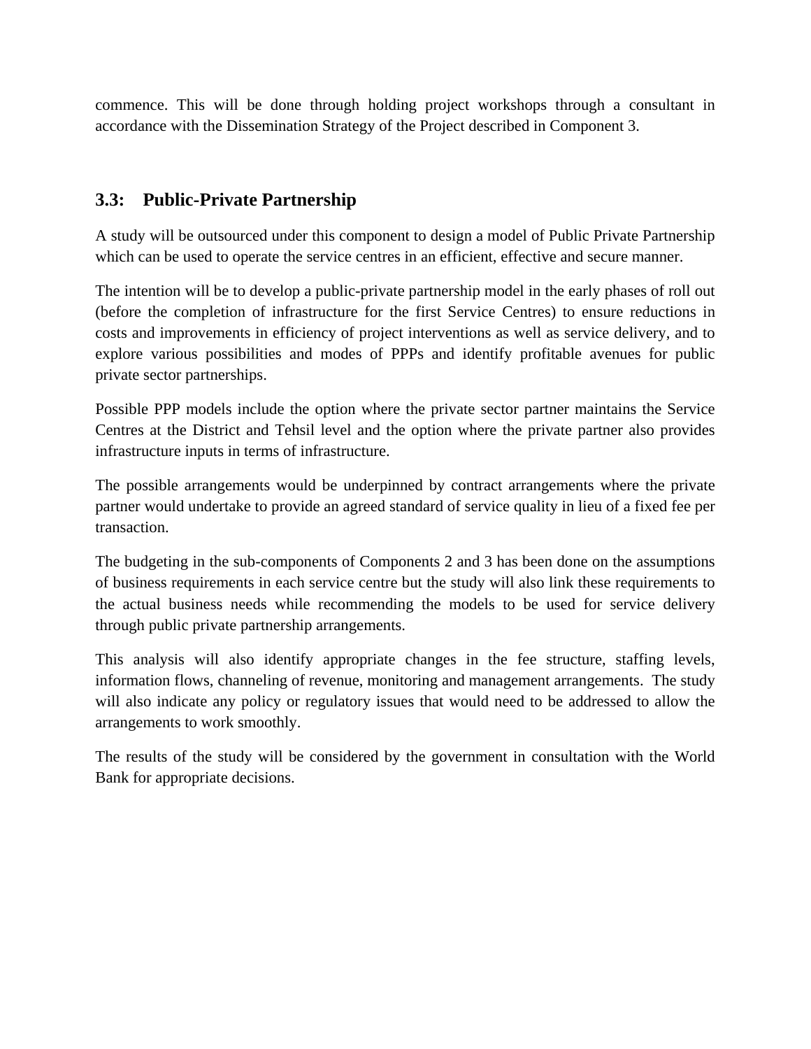commence. This will be done through holding project workshops through a consultant in accordance with the Dissemination Strategy of the Project described in Component 3.

## 3.3: Public-Private Partnership

A study will be outsourced under this component to design a model of Public Private Partnership which can be used to operate the service centres in an efficient, effective and secure manner.

The intention will be to develop a public-private partnership model in the early phases of roll out (before the completion of infrastructure for the first Service Centres) to ensure reductions in costs and improvements in efficiency of project interventions as well as service delivery, and to explore various possibilities and modes of PPPs and identify profitable avenues for public private sector partnerships.

Possible PPP models include the option where the private sector partner maintains the Service Centres at the District and Tehsil level and the option where the private partner also provides infrastructure inputs in terms of infrastructure.

The possible arrangements would be underpinned by contract arrangements where the private partner would undertake to provide an agreed standard of service quality in lieu of a fixed fee per transaction.

The budgeting in the sub-components of Components 2 and 3 has been done on the assumptions of business requirements in each service centre but the study will also link these requirements to the actual business needs while recommending the models to be used for service delivery through public private partnership arrangements.

This analysis will also identify appropriate changes in the fee structure, staffing levels, information flows, channeling of revenue, monitoring and management arrangements. The study will also indicate any policy or regulatory issues that would need to be addressed to allow the arrangements to work smoothly.

The results of the study will be considered by the government in consultation with the World Bank for appropriate decisions.